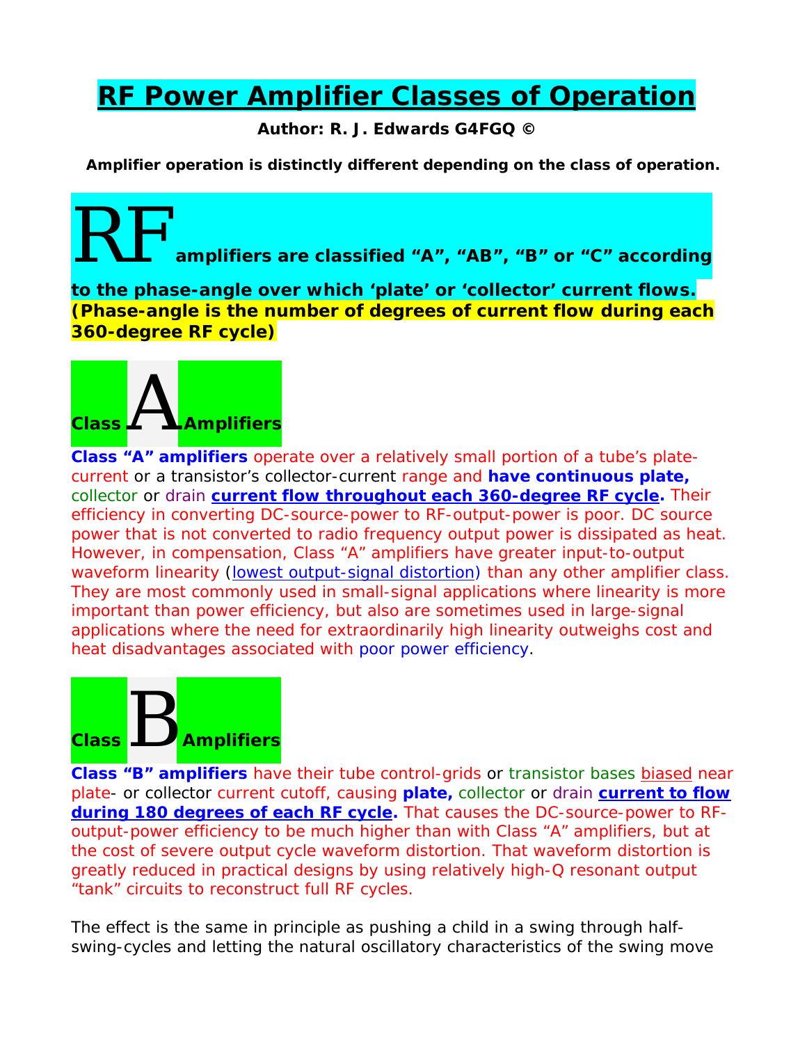# RF Power Amplifier Classes of Operation

**Author: R. J. Edwards G4FGQ ©**

**Amplifier operation is distinctly different depending on the class of operation.**

**RF amplifiers are classified "A", "AB", "B" or "C" according to the phase-angle over which 'plate' or 'collector' current flows. (Phase-angle is the number of degrees of current flow during each 360-degree RF cycle)**

## Class A Amplifiers

**Class "A" amplifiers** operate over a relatively small portion of a tube's plate-current or a transistor's collector-current range and **have continuous plate,** collector or drain **current flow throughout each 360-degree RF cycle.** Their efficiency in converting DC-source-power to RF-output-power is poor. DC source power that is not converted to radio frequency output power is dissipated as heat. However, in compensation, Class "A" amplifiers have greater input-to-output waveform linearity (lowest output-signal distortion) than any other amplifier class. They are most commonly used in small-signal applications where linearity is more important than power efficiency, but also are sometimes used in large-signal applications where the need for extraordinarily high linearity outweighs cost and heat disadvantages associated with poor power efficiency.

## Class B Amplifiers

**Class "B" amplifiers** have their tube control-grids or transistor bases biased near plate- or collector current cutoff, causing **plate,** collector or drain **current to flow during 180 degrees of each RF cycle.** That causes the DC-source-power to RF-output-power efficiency to be much higher than with Class "A" amplifiers, but at the cost of severe output cycle waveform distortion. That waveform distortion is greatly reduced in practical designs by using relatively high-Q resonant output "tank" circuits to reconstruct full RF cycles.

The effect is the same in principle as pushing a child in a swing through half-swing-cycles and letting the natural oscillatory characteristics of the swing move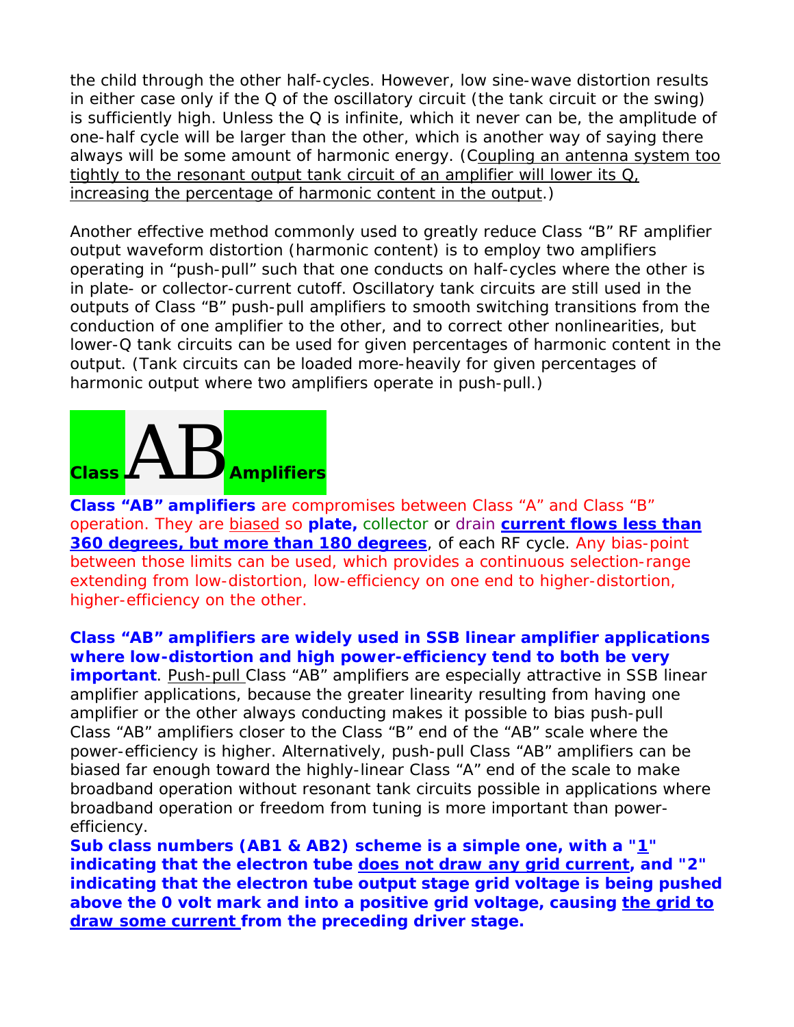the child through the other half-cycles. However, low sine-wave distortion results in either case only if the Q of the oscillatory circuit (the tank circuit or the swing) is sufficiently high. Unless the Q is infinite, which it never can be, the amplitude of one-half cycle will be larger than the other, which is another way of saying there always will be some amount of harmonic energy. (Coupling an antenna system too tightly to the resonant output tank circuit of an amplifier will lower its Q, increasing the percentage of harmonic content in the output.)

Another effective method commonly used to greatly reduce Class "B" RF amplifier output waveform distortion (harmonic content) is to employ two amplifiers operating in "push-pull" such that one conducts on half-cycles where the other is in plate- or collector-current cutoff. Oscillatory tank circuits are still used in the outputs of Class "B" push-pull amplifiers to smooth switching transitions from the conduction of one amplifier to the other, and to correct other nonlinearities, but lower-Q tank circuits can be used for given percentages of harmonic content in the output. (Tank circuits can be loaded more-heavily for given percentages of harmonic output where two amplifiers operate in push-pull.)

## Class AB Amplifiers

**Class "AB" amplifiers** are compromises between Class "A" and Class "B" operation. They are biased so **plate,** collector or drain **current flows less than 360 degrees, but more than 180 degrees**, of each RF cycle. Any bias-point between those limits can be used, which provides a continuous selection-range extending from low-distortion, low-efficiency on one end to higher-distortion, higher-efficiency on the other.

**Class "AB" amplifiers are widely used in SSB linear amplifier applications where low-distortion and high power-efficiency tend to both be very important**. Push-pull Class "AB" amplifiers are especially attractive in SSB linear amplifier applications, because the greater linearity resulting from having one amplifier or the other always conducting makes it possible to bias push-pull Class "AB" amplifiers closer to the Class "B" end of the "AB" scale where the power-efficiency is higher. Alternatively, push-pull Class "AB" amplifiers can be biased far enough toward the highly-linear Class "A" end of the scale to make broadband operation without resonant tank circuits possible in applications where broadband operation or freedom from tuning is more important than power-efficiency.

**Sub class numbers (AB1 & AB2) scheme is a simple one, with a "1" indicating that the electron tube does not draw any grid current, and "2" indicating that the electron tube output stage grid voltage is being pushed above the 0 volt mark and into a positive grid voltage, causing the grid to draw some current from the preceding driver stage.**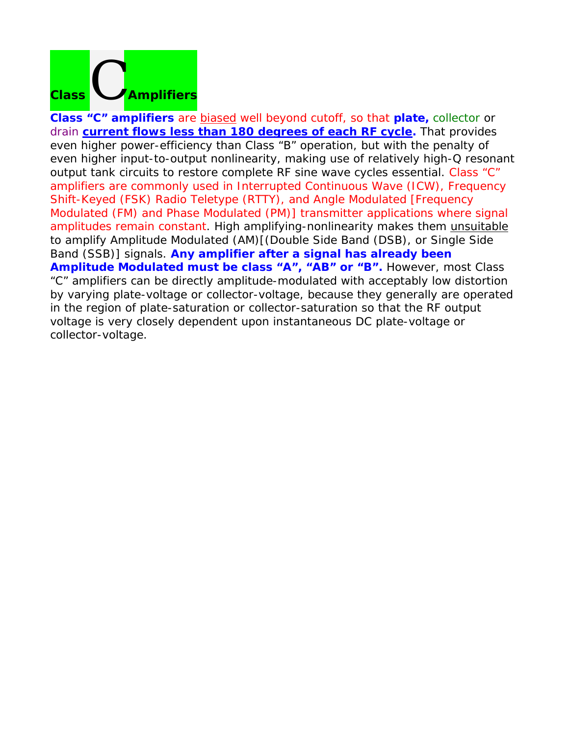# Class C Amplifiers

**Class "C" amplifiers** are biased well beyond cutoff, so that **plate,** collector or drain **current flows less than 180 degrees of each RF cycle.** That provides even higher power-efficiency than Class "B" operation, but with the penalty of even higher input-to-output nonlinearity, making use of relatively high-Q resonant output tank circuits to restore complete RF sine wave cycles essential. Class "C" amplifiers are commonly used in Interrupted Continuous Wave (ICW), Frequency Shift-Keyed (FSK) Radio Teletype (RTTY), and Angle Modulated [Frequency Modulated (FM) and Phase Modulated (PM)] transmitter applications where signal amplitudes remain constant. High amplifying-nonlinearity makes them unsuitable to amplify Amplitude Modulated (AM)[(Double Side Band (DSB), or Single Side Band (SSB)] signals. **Any amplifier after a signal has already been Amplitude Modulated must be class "A", "AB" or "B".** However, most Class "C" amplifiers can be directly amplitude-modulated with acceptably low distortion by varying plate-voltage or collector-voltage, because they generally are operated in the region of plate-saturation or collector-saturation so that the RF output voltage is very closely dependent upon instantaneous DC plate-voltage or collector-voltage.